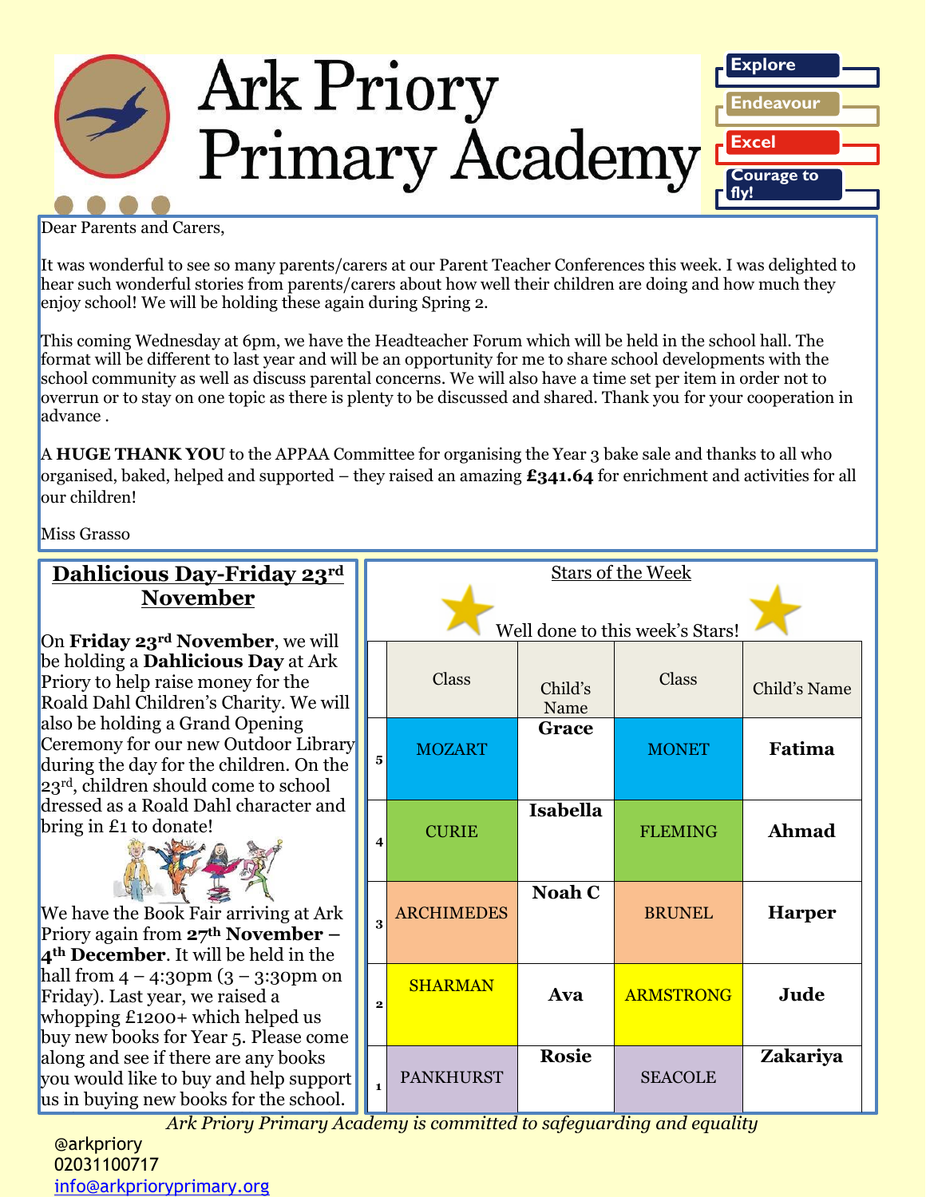# Ark Priory Primary Academy

- Explore
- Endeavour
- Excel
- Courage to fly!

Dear Parents and Carers,

It was wonderful to see so many parents/carers at our Parent Teacher Conferences this week. I was delighted to hear such wonderful stories from parents/carers about how well their children are doing and how much they enjoy school! We will be holding these again during Spring 2.

This coming Wednesday at 6pm, we have the Headteacher Forum which will be held in the school hall. The format will be different to last year and will be an opportunity for me to share school developments with the school community as well as discuss parental concerns. We will also have a time set per item in order not to overrun or to stay on one topic as there is plenty to be discussed and shared. Thank you for your cooperation in advance .

A **HUGE THANK YOU** to the APPAA Committee for organising the Year 3 bake sale and thanks to all who organised, baked, helped and supported – they raised an amazing **£341.64** for enrichment and activities for all our children!

Miss Grasso

## Dahlicious Day-Friday 23rd November

On **Friday 23rd November**, we will be holding a **Dahlicious Day** at Ark Priory to help raise money for the Roald Dahl Children's Charity. We will also be holding a Grand Opening Ceremony for our new Outdoor Library during the day for the children. On the 23rd, children should come to school dressed as a Roald Dahl character and bring in £1 to donate!

We have the Book Fair arriving at Ark Priory again from **27th November – 4th December**. It will be held in the hall from 4 – 4:30pm (3 – 3:30pm on Friday). Last year, we raised a whopping £1200+ which helped us buy new books for Year 5. Please come along and see if there are any books you would like to buy and help support us in buying new books for the school.

## Stars of the Week

Well done to this week's Stars!

| | Class | Child's Name | Class | Child's Name |
|---|---|---|---|---|
| 5 | MOZART | **Grace** | MONET | **Fatima** |
| 4 | CURIE | **Isabella** | FLEMING | **Ahmad** |
| 3 | ARCHIMEDES | **Noah C** | BRUNEL | **Harper** |
| 2 | SHARMAN | **Ava** | ARMSTRONG | **Jude** |
| 1 | PANKHURST | **Rosie** | SEACOLE | **Zakariya** |

*Ark Priory Primary Academy is committed to safeguarding and equality*

@arkpriory
02031100717
info@arkprioryprimary.org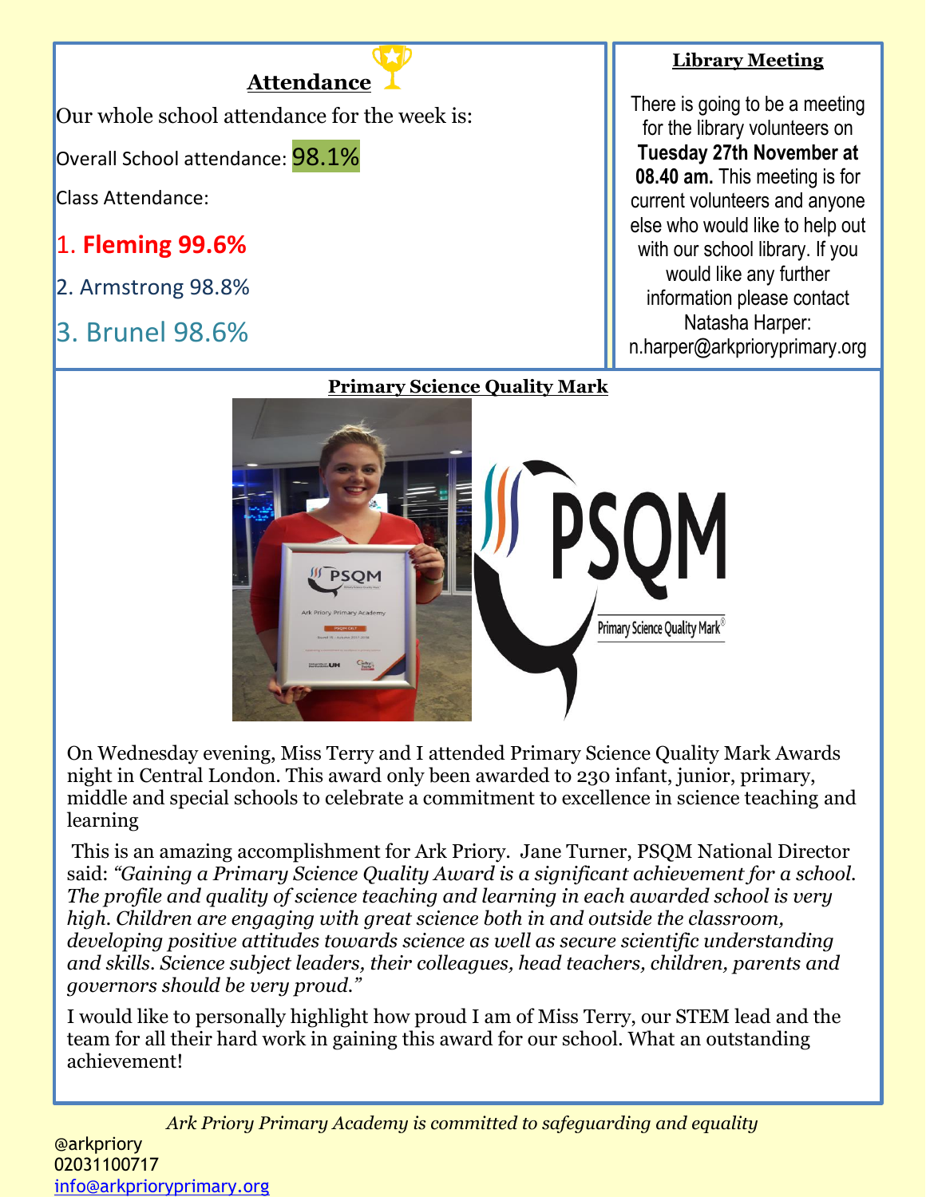## Attendance

Our whole school attendance for the week is:

Overall School attendance: 98.1%

Class Attendance:

1. **Fleming 99.6%**
2. Armstrong 98.8%
3. Brunel 98.6%

## Library Meeting

There is going to be a meeting for the library volunteers on **Tuesday 27th November at 08.40 am.** This meeting is for current volunteers and anyone else who would like to help out with our school library. If you would like any further information please contact Natasha Harper: n.harper@arkprioryprimary.org

## Primary Science Quality Mark

On Wednesday evening, Miss Terry and I attended Primary Science Quality Mark Awards night in Central London. This award only been awarded to 230 infant, junior, primary, middle and special schools to celebrate a commitment to excellence in science teaching and learning

This is an amazing accomplishment for Ark Priory. Jane Turner, PSQM National Director said: *"Gaining a Primary Science Quality Award is a significant achievement for a school. The profile and quality of science teaching and learning in each awarded school is very high. Children are engaging with great science both in and outside the classroom, developing positive attitudes towards science as well as secure scientific understanding and skills. Science subject leaders, their colleagues, head teachers, children, parents and governors should be very proud."*

I would like to personally highlight how proud I am of Miss Terry, our STEM lead and the team for all their hard work in gaining this award for our school. What an outstanding achievement!

*Ark Priory Primary Academy is committed to safeguarding and equality*

@arkpriory
02031100717
info@arkprioryprimary.org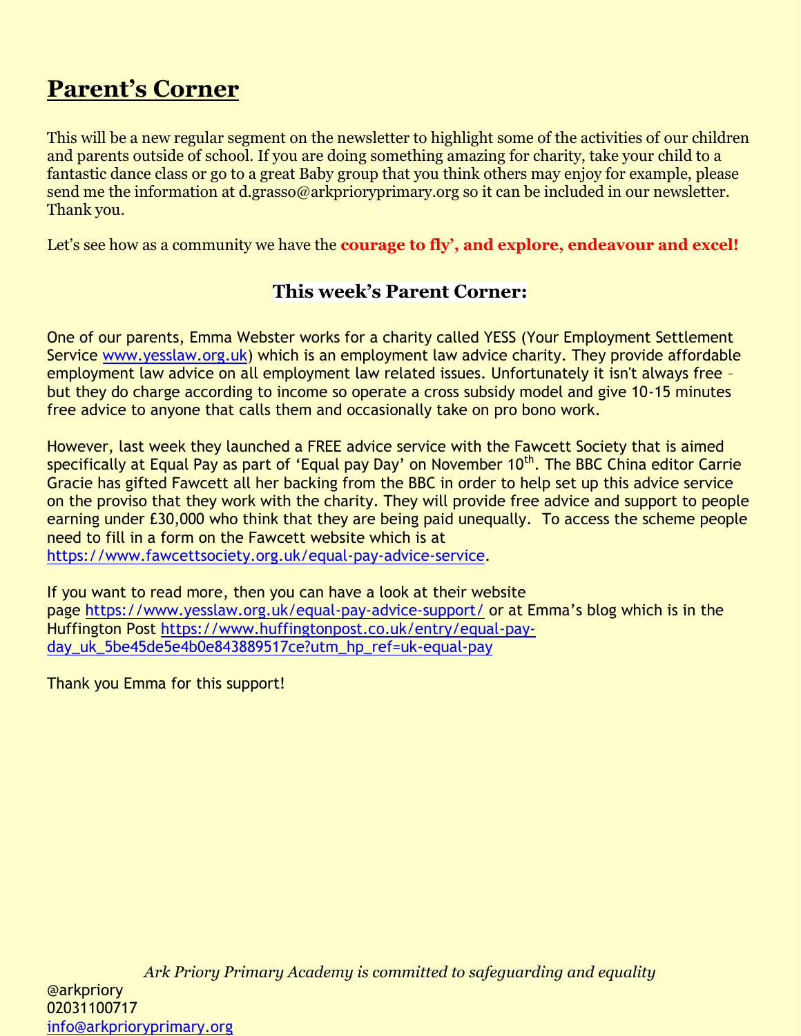# Parent's Corner

This will be a new regular segment on the newsletter to highlight some of the activities of our children and parents outside of school. If you are doing something amazing for charity, take your child to a fantastic dance class or go to a great Baby group that you think others may enjoy for example, please send me the information at d.grasso@arkprioryprimary.org so it can be included in our newsletter. Thank you.

Let's see how as a community we have the **courage to fly', and explore, endeavour and excel!**

### This week's Parent Corner:

One of our parents, Emma Webster works for a charity called YESS (Your Employment Settlement Service www.yesslaw.org.uk) which is an employment law advice charity. They provide affordable employment law advice on all employment law related issues. Unfortunately it isn't always free - but they do charge according to income so operate a cross subsidy model and give 10-15 minutes free advice to anyone that calls them and occasionally take on pro bono work.

However, last week they launched a FREE advice service with the Fawcett Society that is aimed specifically at Equal Pay as part of 'Equal pay Day' on November 10th. The BBC China editor Carrie Gracie has gifted Fawcett all her backing from the BBC in order to help set up this advice service on the proviso that they work with the charity. They will provide free advice and support to people earning under £30,000 who think that they are being paid unequally. To access the scheme people need to fill in a form on the Fawcett website which is at https://www.fawcettsociety.org.uk/equal-pay-advice-service.

If you want to read more, then you can have a look at their website page https://www.yesslaw.org.uk/equal-pay-advice-support/ or at Emma's blog which is in the Huffington Post https://www.huffingtonpost.co.uk/entry/equal-pay-day_uk_5be45de5e4b0e843889517ce?utm_hp_ref=uk-equal-pay

Thank you Emma for this support!

*Ark Priory Primary Academy is committed to safeguarding and equality*

@arkpriory
02031100717
info@arkprioryprimary.org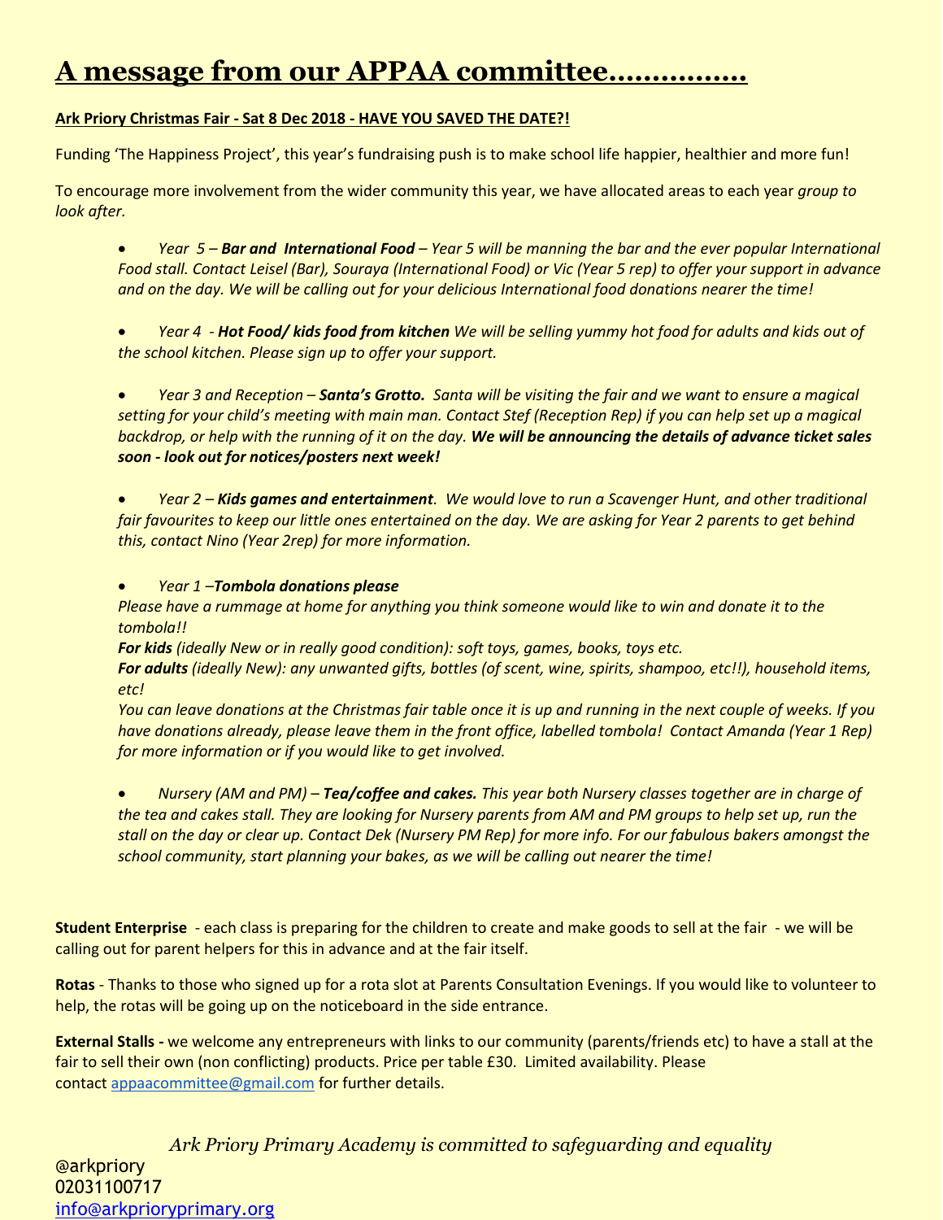# A message from our APPAA committee……………

**Ark Priory Christmas Fair - Sat 8 Dec 2018 - HAVE YOU SAVED THE DATE?!**

Funding 'The Happiness Project', this year's fundraising push is to make school life happier, healthier and more fun!

To encourage more involvement from the wider community this year, we have allocated areas to each year *group to look after.*

- *Year 5 – **Bar and International Food** – Year 5 will be manning the bar and the ever popular International Food stall. Contact Leisel (Bar), Souraya (International Food) or Vic (Year 5 rep) to offer your support in advance and on the day. We will be calling out for your delicious International food donations nearer the time!*

- *Year 4 - **Hot Food/ kids food from kitchen** We will be selling yummy hot food for adults and kids out of the school kitchen. Please sign up to offer your support.*

- *Year 3 and Reception – **Santa's Grotto.** Santa will be visiting the fair and we want to ensure a magical setting for your child's meeting with main man. Contact Stef (Reception Rep) if you can help set up a magical backdrop, or help with the running of it on the day. **We will be announcing the details of advance ticket sales soon - look out for notices/posters next week!***

- *Year 2 – **Kids games and entertainment**. We would love to run a Scavenger Hunt, and other traditional fair favourites to keep our little ones entertained on the day. We are asking for Year 2 parents to get behind this, contact Nino (Year 2rep) for more information.*

- *Year 1 –**Tombola donations please***
  *Please have a rummage at home for anything you think someone would like to win and donate it to the tombola!!*
  ***For kids** (ideally New or in really good condition): soft toys, games, books, toys etc.*
  ***For adults** (ideally New): any unwanted gifts, bottles (of scent, wine, spirits, shampoo, etc!!), household items, etc!*
  *You can leave donations at the Christmas fair table once it is up and running in the next couple of weeks. If you have donations already, please leave them in the front office, labelled tombola! Contact Amanda (Year 1 Rep) for more information or if you would like to get involved.*

- *Nursery (AM and PM) – **Tea/coffee and cakes.** This year both Nursery classes together are in charge of the tea and cakes stall. They are looking for Nursery parents from AM and PM groups to help set up, run the stall on the day or clear up. Contact Dek (Nursery PM Rep) for more info. For our fabulous bakers amongst the school community, start planning your bakes, as we will be calling out nearer the time!*

**Student Enterprise** - each class is preparing for the children to create and make goods to sell at the fair - we will be calling out for parent helpers for this in advance and at the fair itself.

**Rotas** - Thanks to those who signed up for a rota slot at Parents Consultation Evenings. If you would like to volunteer to help, the rotas will be going up on the noticeboard in the side entrance.

**External Stalls -** we welcome any entrepreneurs with links to our community (parents/friends etc) to have a stall at the fair to sell their own (non conflicting) products. Price per table £30. Limited availability. Please contact appaacommittee@gmail.com for further details.

*Ark Priory Primary Academy is committed to safeguarding and equality*

@arkpriory
02031100717
info@arkprioryprimary.org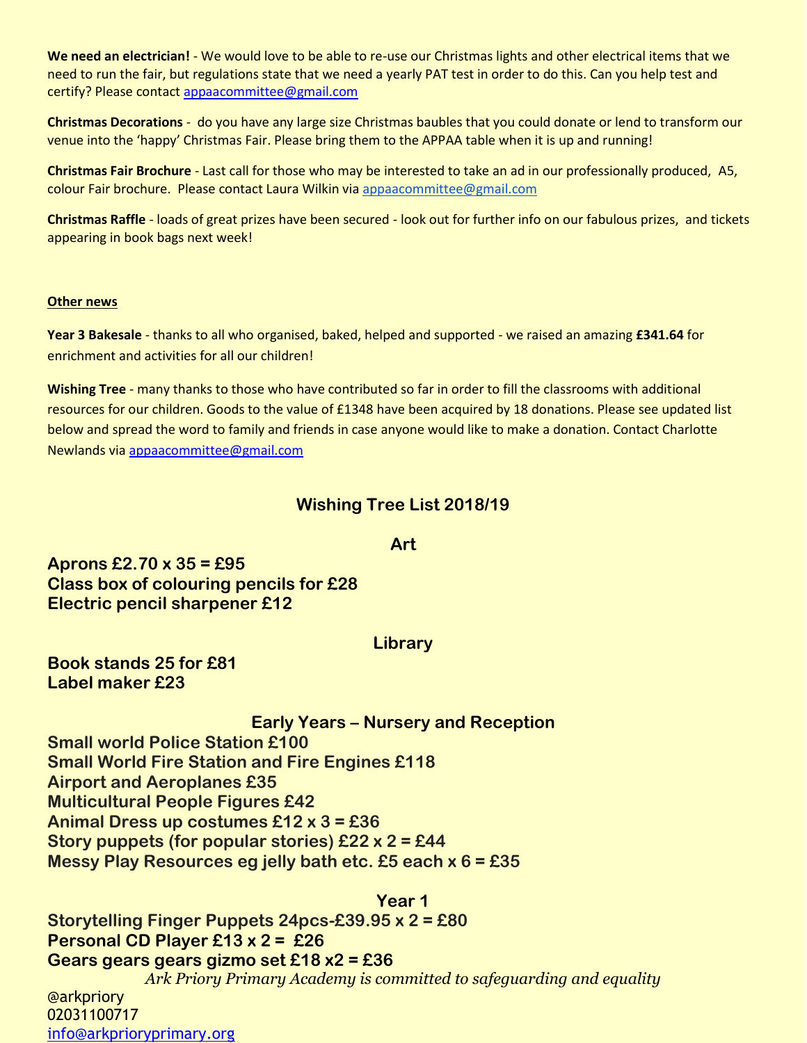**We need an electrician!** - We would love to be able to re-use our Christmas lights and other electrical items that we need to run the fair, but regulations state that we need a yearly PAT test in order to do this. Can you help test and certify? Please contact appaacommittee@gmail.com

**Christmas Decorations** - do you have any large size Christmas baubles that you could donate or lend to transform our venue into the 'happy' Christmas Fair. Please bring them to the APPAA table when it is up and running!

**Christmas Fair Brochure** - Last call for those who may be interested to take an ad in our professionally produced, A5, colour Fair brochure. Please contact Laura Wilkin via appaacommittee@gmail.com

**Christmas Raffle** - loads of great prizes have been secured - look out for further info on our fabulous prizes, and tickets appearing in book bags next week!

**Other news**

**Year 3 Bakesale** - thanks to all who organised, baked, helped and supported - we raised an amazing **£341.64** for enrichment and activities for all our children!

**Wishing Tree** - many thanks to those who have contributed so far in order to fill the classrooms with additional resources for our children. Goods to the value of £1348 have been acquired by 18 donations. Please see updated list below and spread the word to family and friends in case anyone would like to make a donation. Contact Charlotte Newlands via appaacommittee@gmail.com

## Wishing Tree List 2018/19

### Art

**Aprons £2.70 x 35 = £95**
**Class box of colouring pencils for £28**
**Electric pencil sharpener £12**

### Library

**Book stands 25 for £81**
**Label maker £23**

### Early Years – Nursery and Reception

**Small world Police Station £100**
**Small World Fire Station and Fire Engines £118**
**Airport and Aeroplanes £35**
**Multicultural People Figures £42**
**Animal Dress up costumes £12 x 3 = £36**
**Story puppets (for popular stories) £22 x 2 = £44**
**Messy Play Resources eg jelly bath etc. £5 each x 6 = £35**

### Year 1

**Storytelling Finger Puppets 24pcs-£39.95 x 2 = £80**
**Personal CD Player £13 x 2 = £26**
**Gears gears gears gizmo set £18 x2 = £36**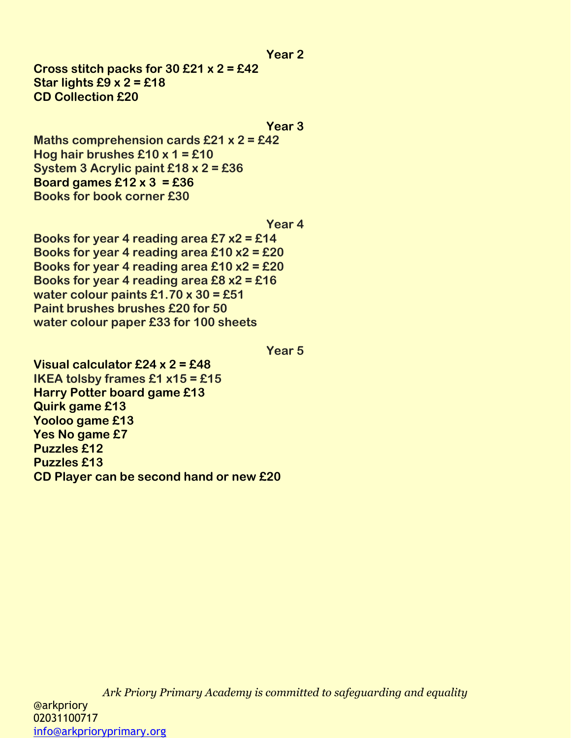### Year 2

**Cross stitch packs for 30 £21 x 2 = £42**
**Star lights £9 x 2 = £18**
**CD Collection £20**

### Year 3

**Maths comprehension cards £21 x 2 = £42**
**Hog hair brushes £10 x 1 = £10**
**System 3 Acrylic paint £18 x 2 = £36**
**Board games £12 x 3 = £36**
**Books for book corner £30**

### Year 4

**Books for year 4 reading area £7 x2 = £14**
**Books for year 4 reading area £10 x2 = £20**
**Books for year 4 reading area £10 x2 = £20**
**Books for year 4 reading area £8 x2 = £16**
**water colour paints £1.70 x 30 = £51**
**Paint brushes brushes £20 for 50**
**water colour paper £33 for 100 sheets**

### Year 5

**Visual calculator £24 x 2 = £48**
**IKEA tolsby frames £1 x15 = £15**
**Harry Potter board game £13**
**Quirk game £13**
**Yooloo game £13**
**Yes No game £7**
**Puzzles £12**
**Puzzles £13**
**CD Player can be second hand or new £20**

*Ark Priory Primary Academy is committed to safeguarding and equality*

@arkpriory
02031100717
info@arkprioryprimary.org